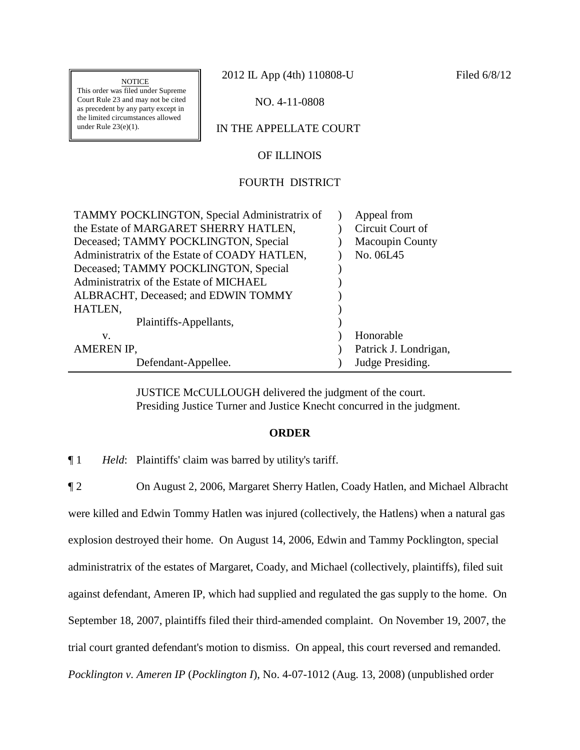NOTICE
This order was filed under Supreme Court Rule 23 and may not be cited as precedent by any party except in the limited circumstances allowed under Rule 23(e)(1).

2012 IL App (4th) 110808-U

Filed 6/8/12

NO. 4-11-0808

IN THE APPELLATE COURT

OF ILLINOIS

FOURTH DISTRICT

| | | |
|---|---|---|
| TAMMY POCKLINGTON, Special Administratrix of the Estate of MARGARET SHERRY HATLEN, Deceased; TAMMY POCKLINGTON, Special Administratrix of the Estate of COADY HATLEN, Deceased; TAMMY POCKLINGTON, Special Administratrix of the Estate of MICHAEL ALBRACHT, Deceased; and EDWIN TOMMY HATLEN, Plaintiffs-Appellants, | ) | Appeal from Circuit Court of Macoupin County No. 06L45 |
| v. | ) | |
| AMEREN IP, Defendant-Appellee. | ) | Honorable Patrick J. Londrigan, Judge Presiding. |

JUSTICE McCULLOUGH delivered the judgment of the court.
Presiding Justice Turner and Justice Knecht concurred in the judgment.

**ORDER**

¶ 1 *Held*: Plaintiffs' claim was barred by utility's tariff.

¶ 2 On August 2, 2006, Margaret Sherry Hatlen, Coady Hatlen, and Michael Albracht were killed and Edwin Tommy Hatlen was injured (collectively, the Hatlens) when a natural gas explosion destroyed their home. On August 14, 2006, Edwin and Tammy Pocklington, special administratrix of the estates of Margaret, Coady, and Michael (collectively, plaintiffs), filed suit against defendant, Ameren IP, which had supplied and regulated the gas supply to the home. On September 18, 2007, plaintiffs filed their third-amended complaint. On November 19, 2007, the trial court granted defendant's motion to dismiss. On appeal, this court reversed and remanded. *Pocklington v. Ameren IP* (*Pocklington I*), No. 4-07-1012 (Aug. 13, 2008) (unpublished order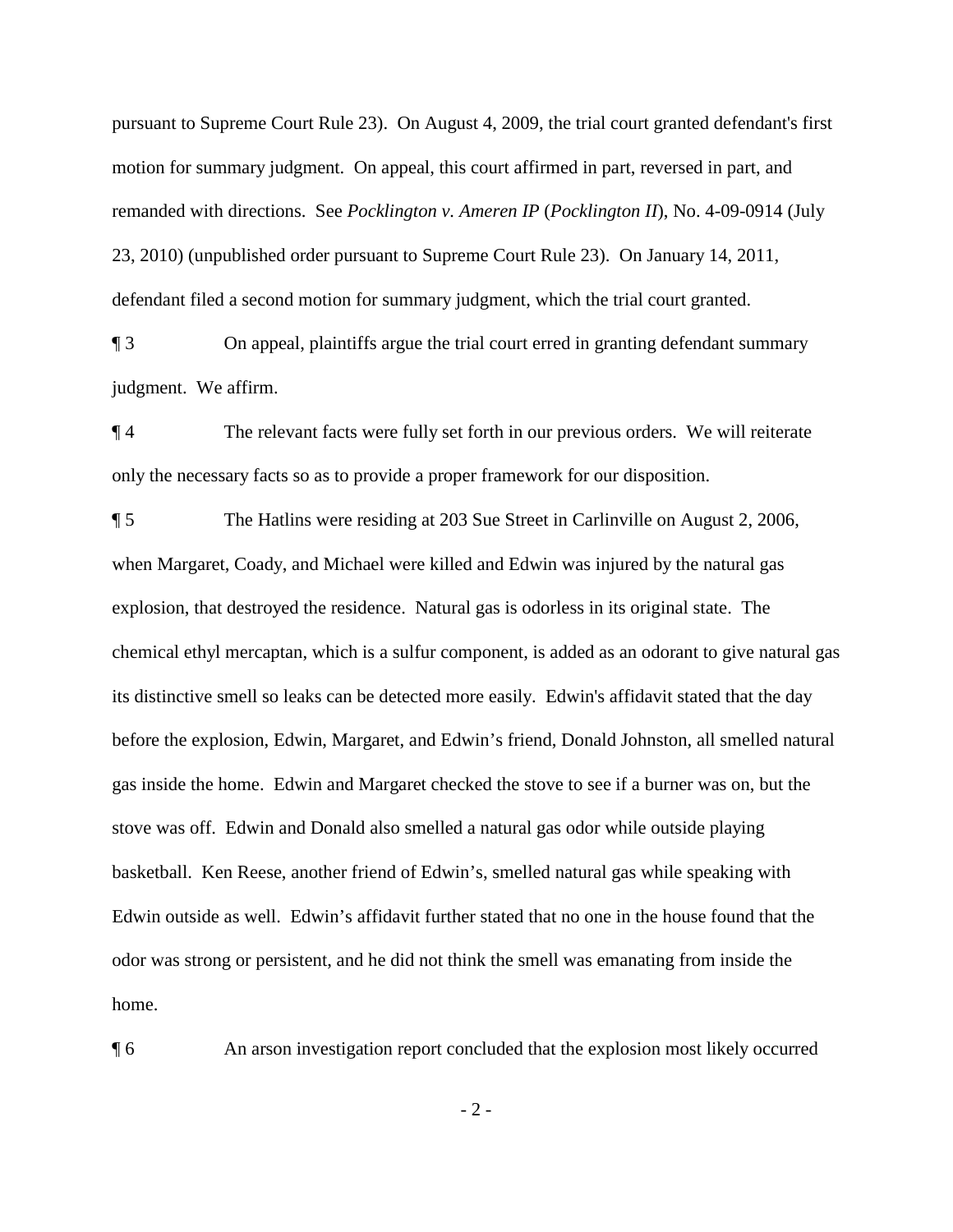pursuant to Supreme Court Rule 23). On August 4, 2009, the trial court granted defendant's first motion for summary judgment. On appeal, this court affirmed in part, reversed in part, and remanded with directions. See *Pocklington v. Ameren IP* (*Pocklington II*), No. 4-09-0914 (July 23, 2010) (unpublished order pursuant to Supreme Court Rule 23). On January 14, 2011, defendant filed a second motion for summary judgment, which the trial court granted.

¶ 3 On appeal, plaintiffs argue the trial court erred in granting defendant summary judgment. We affirm.

¶ 4 The relevant facts were fully set forth in our previous orders. We will reiterate only the necessary facts so as to provide a proper framework for our disposition.

¶ 5 The Hatlins were residing at 203 Sue Street in Carlinville on August 2, 2006, when Margaret, Coady, and Michael were killed and Edwin was injured by the natural gas explosion, that destroyed the residence. Natural gas is odorless in its original state. The chemical ethyl mercaptan, which is a sulfur component, is added as an odorant to give natural gas its distinctive smell so leaks can be detected more easily. Edwin's affidavit stated that the day before the explosion, Edwin, Margaret, and Edwin's friend, Donald Johnston, all smelled natural gas inside the home. Edwin and Margaret checked the stove to see if a burner was on, but the stove was off. Edwin and Donald also smelled a natural gas odor while outside playing basketball. Ken Reese, another friend of Edwin's, smelled natural gas while speaking with Edwin outside as well. Edwin's affidavit further stated that no one in the house found that the odor was strong or persistent, and he did not think the smell was emanating from inside the home.

¶ 6 An arson investigation report concluded that the explosion most likely occurred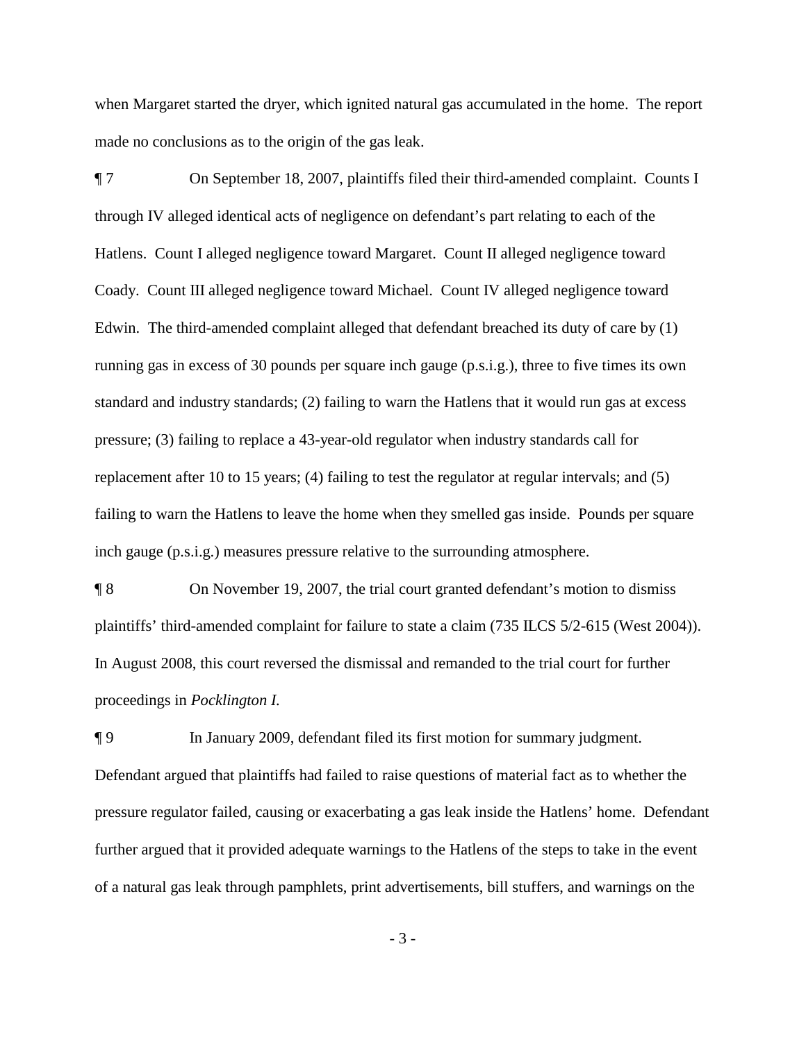when Margaret started the dryer, which ignited natural gas accumulated in the home. The report made no conclusions as to the origin of the gas leak.

¶ 7 On September 18, 2007, plaintiffs filed their third-amended complaint. Counts I through IV alleged identical acts of negligence on defendant's part relating to each of the Hatlens. Count I alleged negligence toward Margaret. Count II alleged negligence toward Coady. Count III alleged negligence toward Michael. Count IV alleged negligence toward Edwin. The third-amended complaint alleged that defendant breached its duty of care by (1) running gas in excess of 30 pounds per square inch gauge (p.s.i.g.), three to five times its own standard and industry standards; (2) failing to warn the Hatlens that it would run gas at excess pressure; (3) failing to replace a 43-year-old regulator when industry standards call for replacement after 10 to 15 years; (4) failing to test the regulator at regular intervals; and (5) failing to warn the Hatlens to leave the home when they smelled gas inside. Pounds per square inch gauge (p.s.i.g.) measures pressure relative to the surrounding atmosphere.

¶ 8 On November 19, 2007, the trial court granted defendant's motion to dismiss plaintiffs' third-amended complaint for failure to state a claim (735 ILCS 5/2-615 (West 2004)). In August 2008, this court reversed the dismissal and remanded to the trial court for further proceedings in *Pocklington I.*

¶ 9 In January 2009, defendant filed its first motion for summary judgment. Defendant argued that plaintiffs had failed to raise questions of material fact as to whether the pressure regulator failed, causing or exacerbating a gas leak inside the Hatlens' home. Defendant further argued that it provided adequate warnings to the Hatlens of the steps to take in the event of a natural gas leak through pamphlets, print advertisements, bill stuffers, and warnings on the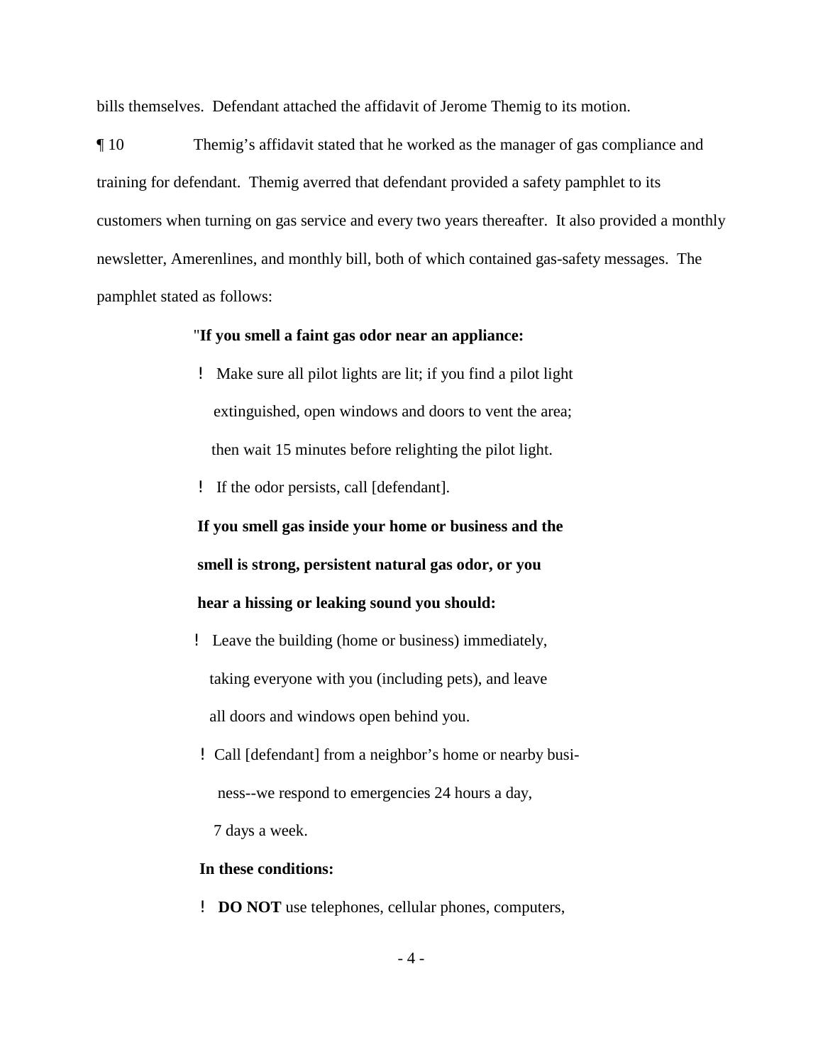bills themselves. Defendant attached the affidavit of Jerome Themig to its motion.

¶ 10 Themig's affidavit stated that he worked as the manager of gas compliance and training for defendant. Themig averred that defendant provided a safety pamphlet to its customers when turning on gas service and every two years thereafter. It also provided a monthly newsletter, Amerenlines, and monthly bill, both of which contained gas-safety messages. The pamphlet stated as follows:

> "**If you smell a faint gas odor near an appliance:**
>
> ! Make sure all pilot lights are lit; if you find a pilot light extinguished, open windows and doors to vent the area; then wait 15 minutes before relighting the pilot light.
>
> ! If the odor persists, call [defendant].
>
> **If you smell gas inside your home or business and the smell is strong, persistent natural gas odor, or you hear a hissing or leaking sound you should:**
>
> ! Leave the building (home or business) immediately, taking everyone with you (including pets), and leave all doors and windows open behind you.
>
> ! Call [defendant] from a neighbor's home or nearby business--we respond to emergencies 24 hours a day, 7 days a week.
>
> **In these conditions:**
>
> ! **DO NOT** use telephones, cellular phones, computers,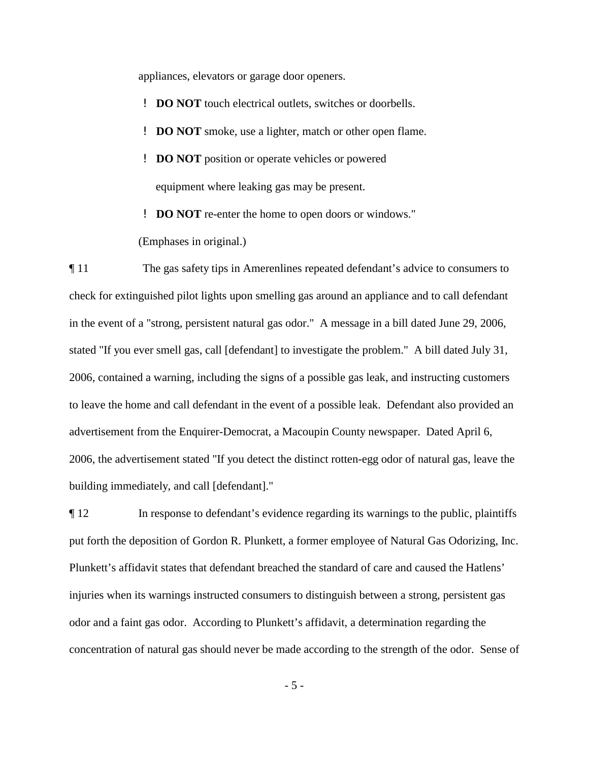appliances, elevators or garage door openers.

- **DO NOT** touch electrical outlets, switches or doorbells.
- **DO NOT** smoke, use a lighter, match or other open flame.
- **DO NOT** position or operate vehicles or powered equipment where leaking gas may be present.
- **DO NOT** re-enter the home to open doors or windows."

(Emphases in original.)

¶ 11 The gas safety tips in Amerenlines repeated defendant's advice to consumers to check for extinguished pilot lights upon smelling gas around an appliance and to call defendant in the event of a "strong, persistent natural gas odor." A message in a bill dated June 29, 2006, stated "If you ever smell gas, call [defendant] to investigate the problem." A bill dated July 31, 2006, contained a warning, including the signs of a possible gas leak, and instructing customers to leave the home and call defendant in the event of a possible leak. Defendant also provided an advertisement from the Enquirer-Democrat, a Macoupin County newspaper. Dated April 6, 2006, the advertisement stated "If you detect the distinct rotten-egg odor of natural gas, leave the building immediately, and call [defendant]."

¶ 12 In response to defendant's evidence regarding its warnings to the public, plaintiffs put forth the deposition of Gordon R. Plunkett, a former employee of Natural Gas Odorizing, Inc. Plunkett's affidavit states that defendant breached the standard of care and caused the Hatlens' injuries when its warnings instructed consumers to distinguish between a strong, persistent gas odor and a faint gas odor. According to Plunkett's affidavit, a determination regarding the concentration of natural gas should never be made according to the strength of the odor. Sense of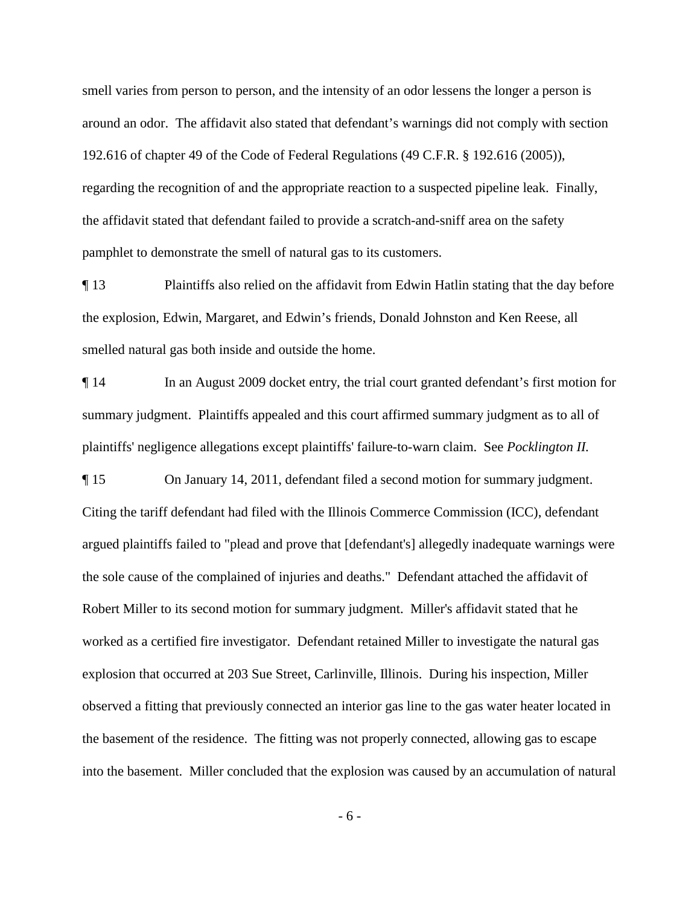smell varies from person to person, and the intensity of an odor lessens the longer a person is around an odor. The affidavit also stated that defendant's warnings did not comply with section 192.616 of chapter 49 of the Code of Federal Regulations (49 C.F.R. § 192.616 (2005)), regarding the recognition of and the appropriate reaction to a suspected pipeline leak. Finally, the affidavit stated that defendant failed to provide a scratch-and-sniff area on the safety pamphlet to demonstrate the smell of natural gas to its customers.

¶ 13 Plaintiffs also relied on the affidavit from Edwin Hatlin stating that the day before the explosion, Edwin, Margaret, and Edwin's friends, Donald Johnston and Ken Reese, all smelled natural gas both inside and outside the home.

¶ 14 In an August 2009 docket entry, the trial court granted defendant's first motion for summary judgment. Plaintiffs appealed and this court affirmed summary judgment as to all of plaintiffs' negligence allegations except plaintiffs' failure-to-warn claim. See *Pocklington II.*

¶ 15 On January 14, 2011, defendant filed a second motion for summary judgment. Citing the tariff defendant had filed with the Illinois Commerce Commission (ICC), defendant argued plaintiffs failed to "plead and prove that [defendant's] allegedly inadequate warnings were the sole cause of the complained of injuries and deaths." Defendant attached the affidavit of Robert Miller to its second motion for summary judgment. Miller's affidavit stated that he worked as a certified fire investigator. Defendant retained Miller to investigate the natural gas explosion that occurred at 203 Sue Street, Carlinville, Illinois. During his inspection, Miller observed a fitting that previously connected an interior gas line to the gas water heater located in the basement of the residence. The fitting was not properly connected, allowing gas to escape into the basement. Miller concluded that the explosion was caused by an accumulation of natural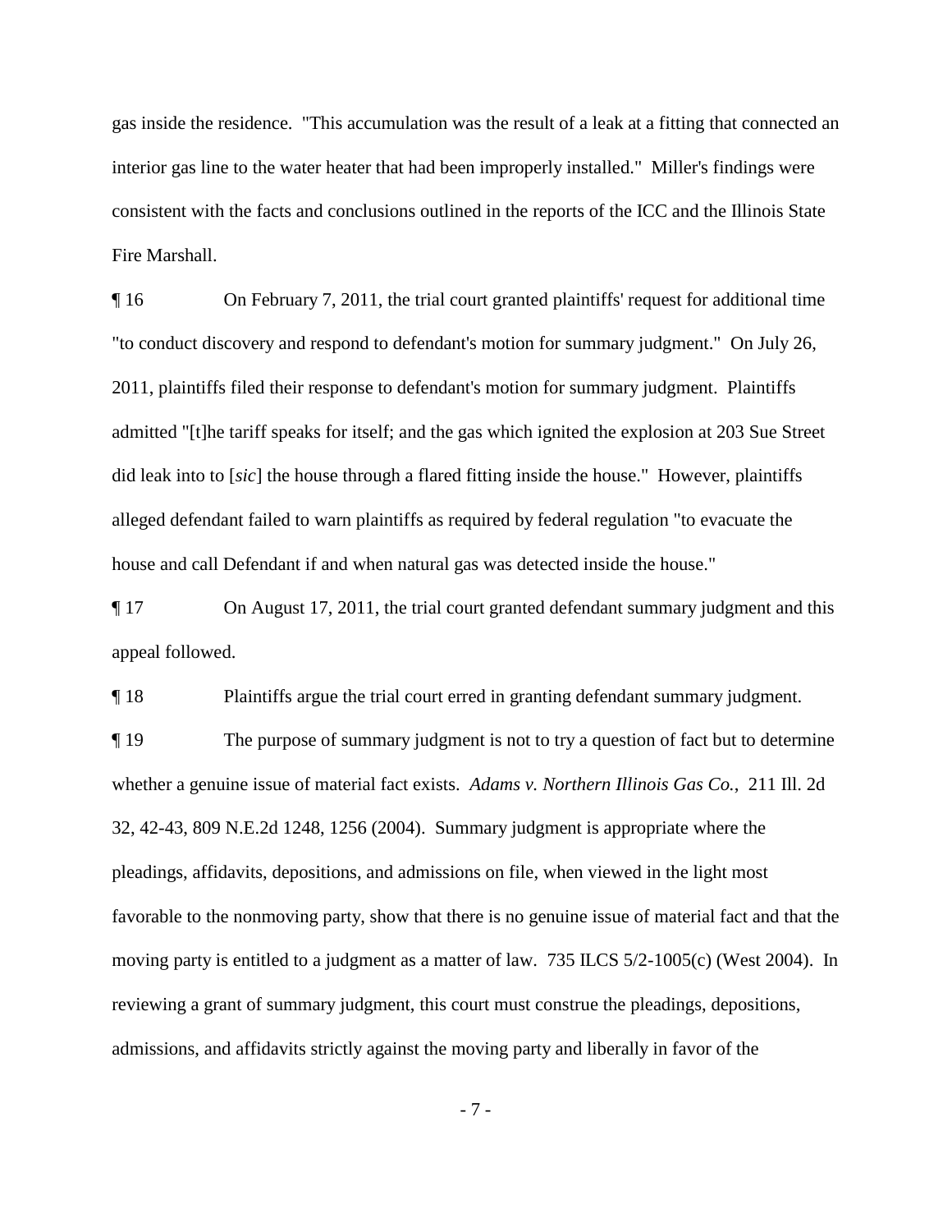gas inside the residence. "This accumulation was the result of a leak at a fitting that connected an interior gas line to the water heater that had been improperly installed." Miller's findings were consistent with the facts and conclusions outlined in the reports of the ICC and the Illinois State Fire Marshall.

¶ 16 On February 7, 2011, the trial court granted plaintiffs' request for additional time "to conduct discovery and respond to defendant's motion for summary judgment." On July 26, 2011, plaintiffs filed their response to defendant's motion for summary judgment. Plaintiffs admitted "[t]he tariff speaks for itself; and the gas which ignited the explosion at 203 Sue Street did leak into to [*sic*] the house through a flared fitting inside the house." However, plaintiffs alleged defendant failed to warn plaintiffs as required by federal regulation "to evacuate the house and call Defendant if and when natural gas was detected inside the house."

¶ 17 On August 17, 2011, the trial court granted defendant summary judgment and this appeal followed.

¶ 18 Plaintiffs argue the trial court erred in granting defendant summary judgment.

¶ 19 The purpose of summary judgment is not to try a question of fact but to determine whether a genuine issue of material fact exists. *Adams v. Northern Illinois Gas Co.*, 211 Ill. 2d 32, 42-43, 809 N.E.2d 1248, 1256 (2004). Summary judgment is appropriate where the pleadings, affidavits, depositions, and admissions on file, when viewed in the light most favorable to the nonmoving party, show that there is no genuine issue of material fact and that the moving party is entitled to a judgment as a matter of law. 735 ILCS 5/2-1005(c) (West 2004). In reviewing a grant of summary judgment, this court must construe the pleadings, depositions, admissions, and affidavits strictly against the moving party and liberally in favor of the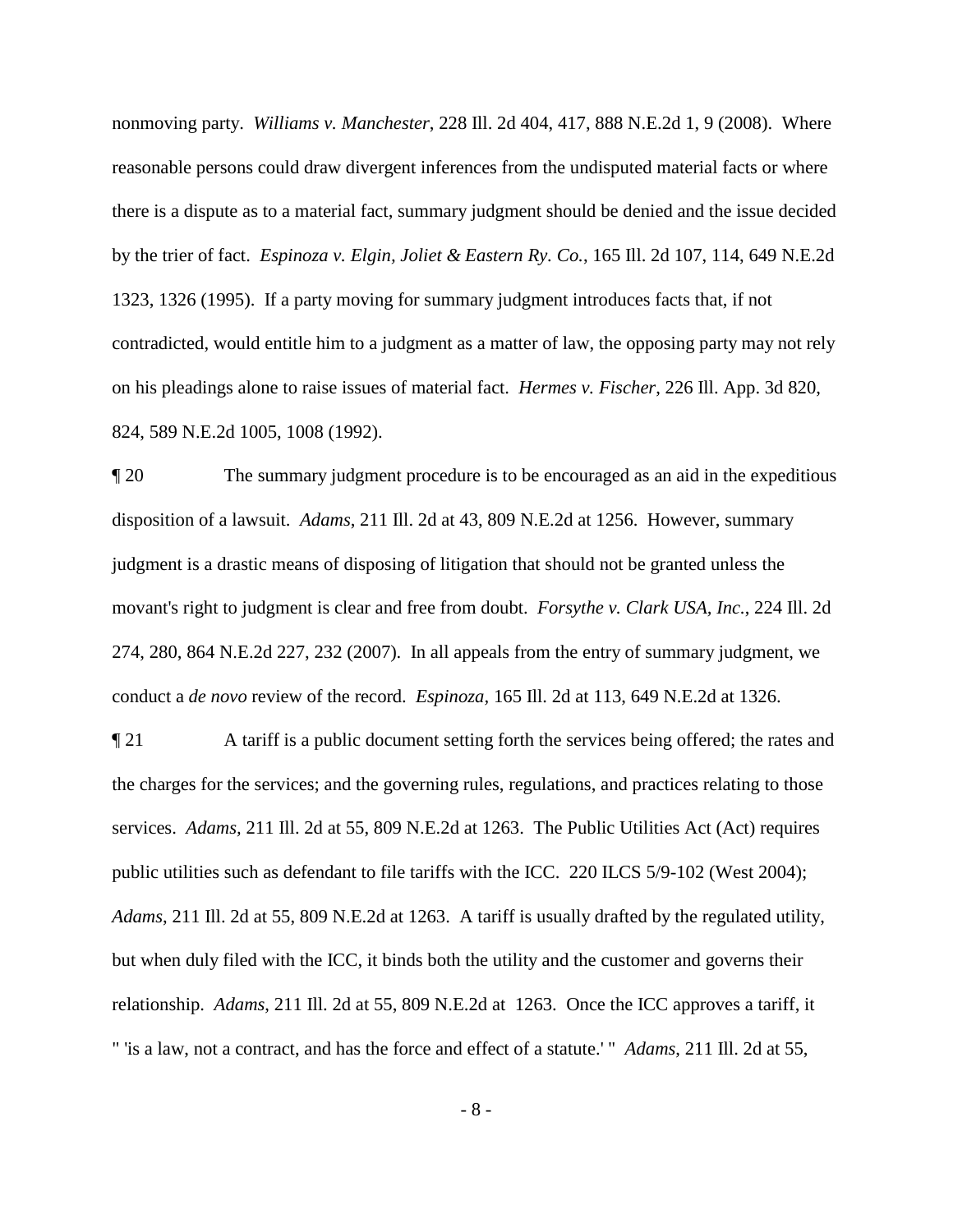nonmoving party. *Williams v. Manchester*, 228 Ill. 2d 404, 417, 888 N.E.2d 1, 9 (2008). Where reasonable persons could draw divergent inferences from the undisputed material facts or where there is a dispute as to a material fact, summary judgment should be denied and the issue decided by the trier of fact. *Espinoza v. Elgin, Joliet & Eastern Ry. Co.*, 165 Ill. 2d 107, 114, 649 N.E.2d 1323, 1326 (1995). If a party moving for summary judgment introduces facts that, if not contradicted, would entitle him to a judgment as a matter of law, the opposing party may not rely on his pleadings alone to raise issues of material fact. *Hermes v. Fischer*, 226 Ill. App. 3d 820, 824, 589 N.E.2d 1005, 1008 (1992).

¶ 20 The summary judgment procedure is to be encouraged as an aid in the expeditious disposition of a lawsuit. *Adams*, 211 Ill. 2d at 43, 809 N.E.2d at 1256. However, summary judgment is a drastic means of disposing of litigation that should not be granted unless the movant's right to judgment is clear and free from doubt. *Forsythe v. Clark USA, Inc.*, 224 Ill. 2d 274, 280, 864 N.E.2d 227, 232 (2007). In all appeals from the entry of summary judgment, we conduct a *de novo* review of the record. *Espinoza*, 165 Ill. 2d at 113, 649 N.E.2d at 1326.

¶ 21 A tariff is a public document setting forth the services being offered; the rates and the charges for the services; and the governing rules, regulations, and practices relating to those services. *Adams*, 211 Ill. 2d at 55, 809 N.E.2d at 1263. The Public Utilities Act (Act) requires public utilities such as defendant to file tariffs with the ICC. 220 ILCS 5/9-102 (West 2004); *Adams*, 211 Ill. 2d at 55, 809 N.E.2d at 1263. A tariff is usually drafted by the regulated utility, but when duly filed with the ICC, it binds both the utility and the customer and governs their relationship. *Adams*, 211 Ill. 2d at 55, 809 N.E.2d at 1263. Once the ICC approves a tariff, it " 'is a law, not a contract, and has the force and effect of a statute.' " *Adams*, 211 Ill. 2d at 55,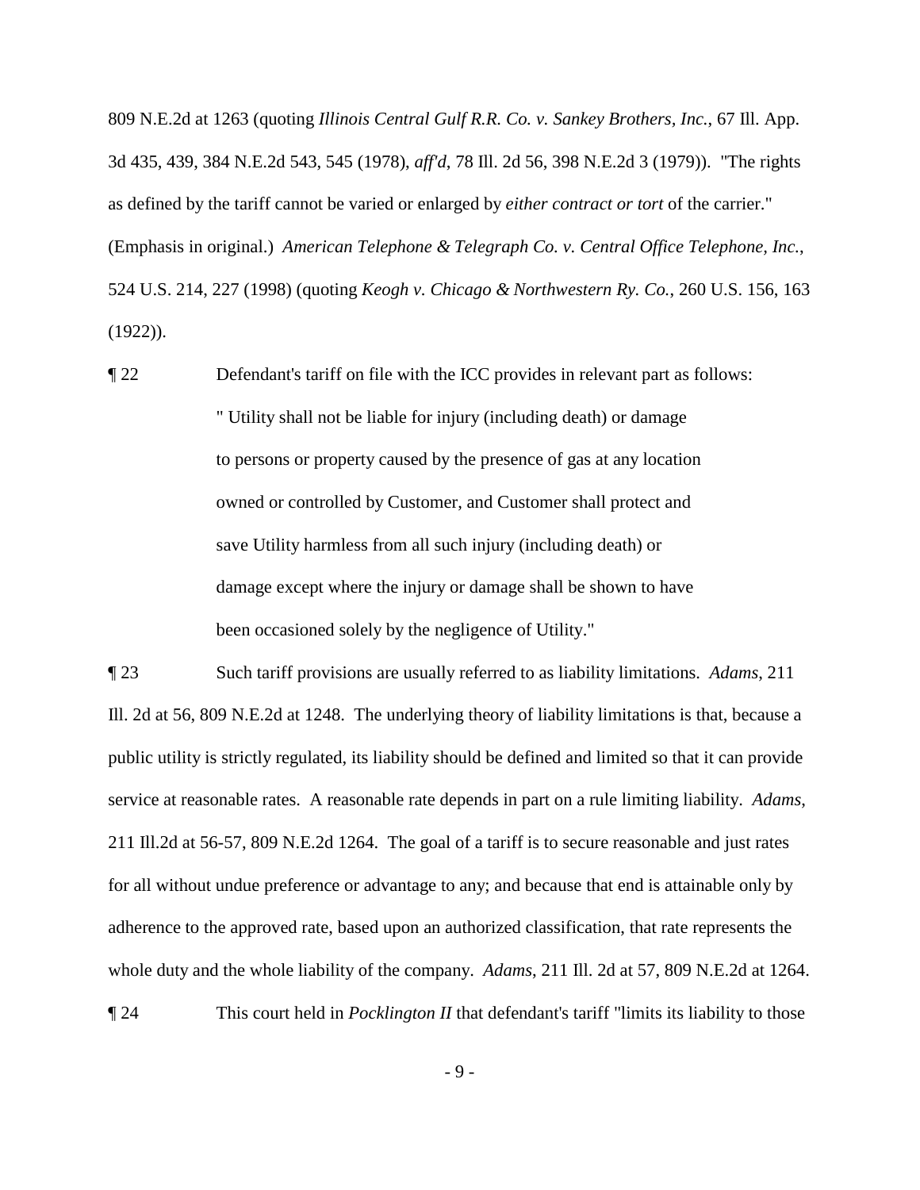809 N.E.2d at 1263 (quoting *Illinois Central Gulf R.R. Co. v. Sankey Brothers, Inc.*, 67 Ill. App. 3d 435, 439, 384 N.E.2d 543, 545 (1978), *aff'd*, 78 Ill. 2d 56, 398 N.E.2d 3 (1979)). "The rights as defined by the tariff cannot be varied or enlarged by *either contract or tort* of the carrier." (Emphasis in original.) *American Telephone & Telegraph Co. v. Central Office Telephone, Inc.*, 524 U.S. 214, 227 (1998) (quoting *Keogh v. Chicago & Northwestern Ry. Co.*, 260 U.S. 156, 163 (1922)).

¶ 22 Defendant's tariff on file with the ICC provides in relevant part as follows:

> " Utility shall not be liable for injury (including death) or damage to persons or property caused by the presence of gas at any location owned or controlled by Customer, and Customer shall protect and save Utility harmless from all such injury (including death) or damage except where the injury or damage shall be shown to have been occasioned solely by the negligence of Utility."

¶ 23 Such tariff provisions are usually referred to as liability limitations. *Adams*, 211 Ill. 2d at 56, 809 N.E.2d at 1248. The underlying theory of liability limitations is that, because a public utility is strictly regulated, its liability should be defined and limited so that it can provide service at reasonable rates. A reasonable rate depends in part on a rule limiting liability. *Adams*, 211 Ill.2d at 56-57, 809 N.E.2d 1264. The goal of a tariff is to secure reasonable and just rates for all without undue preference or advantage to any; and because that end is attainable only by adherence to the approved rate, based upon an authorized classification, that rate represents the whole duty and the whole liability of the company. *Adams*, 211 Ill. 2d at 57, 809 N.E.2d at 1264.

¶ 24 This court held in *Pocklington II* that defendant's tariff "limits its liability to those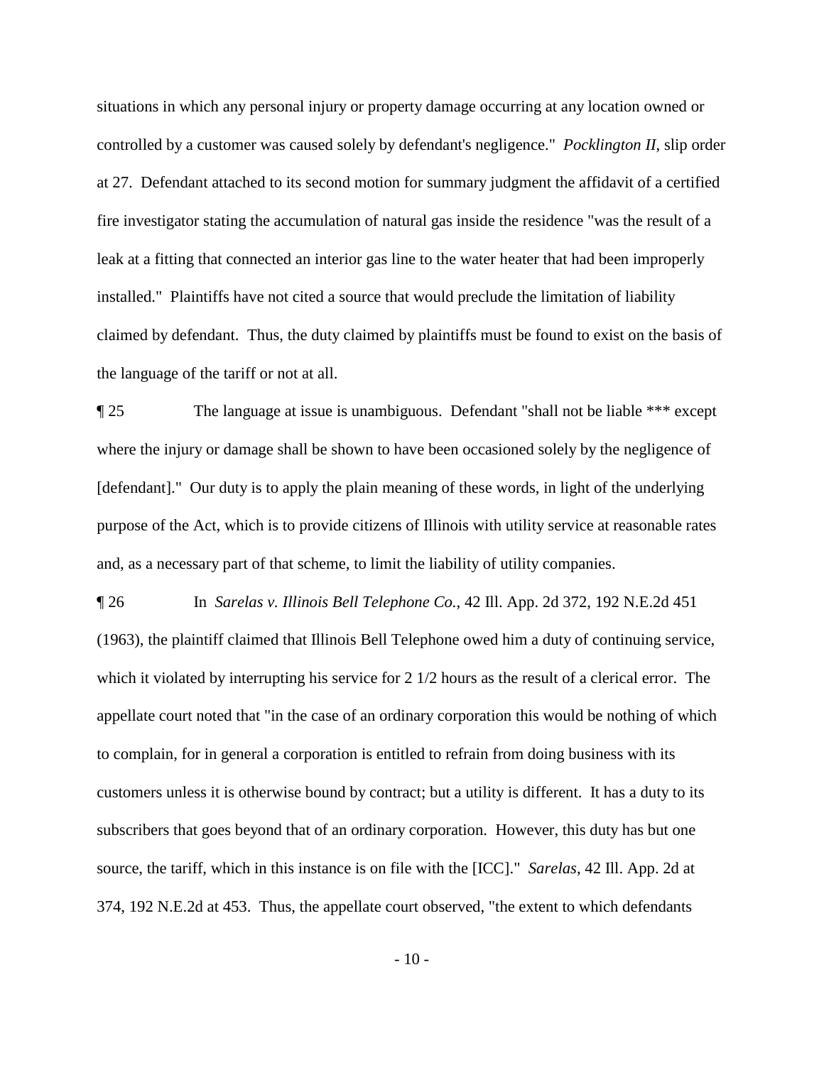situations in which any personal injury or property damage occurring at any location owned or controlled by a customer was caused solely by defendant's negligence." *Pocklington II*, slip order at 27. Defendant attached to its second motion for summary judgment the affidavit of a certified fire investigator stating the accumulation of natural gas inside the residence "was the result of a leak at a fitting that connected an interior gas line to the water heater that had been improperly installed." Plaintiffs have not cited a source that would preclude the limitation of liability claimed by defendant. Thus, the duty claimed by plaintiffs must be found to exist on the basis of the language of the tariff or not at all.

¶ 25 The language at issue is unambiguous. Defendant "shall not be liable *** except where the injury or damage shall be shown to have been occasioned solely by the negligence of [defendant]." Our duty is to apply the plain meaning of these words, in light of the underlying purpose of the Act, which is to provide citizens of Illinois with utility service at reasonable rates and, as a necessary part of that scheme, to limit the liability of utility companies.

¶ 26 In *Sarelas v. Illinois Bell Telephone Co.*, 42 Ill. App. 2d 372, 192 N.E.2d 451 (1963), the plaintiff claimed that Illinois Bell Telephone owed him a duty of continuing service, which it violated by interrupting his service for 2 1/2 hours as the result of a clerical error. The appellate court noted that "in the case of an ordinary corporation this would be nothing of which to complain, for in general a corporation is entitled to refrain from doing business with its customers unless it is otherwise bound by contract; but a utility is different. It has a duty to its subscribers that goes beyond that of an ordinary corporation. However, this duty has but one source, the tariff, which in this instance is on file with the [ICC]." *Sarelas*, 42 Ill. App. 2d at 374, 192 N.E.2d at 453. Thus, the appellate court observed, "the extent to which defendants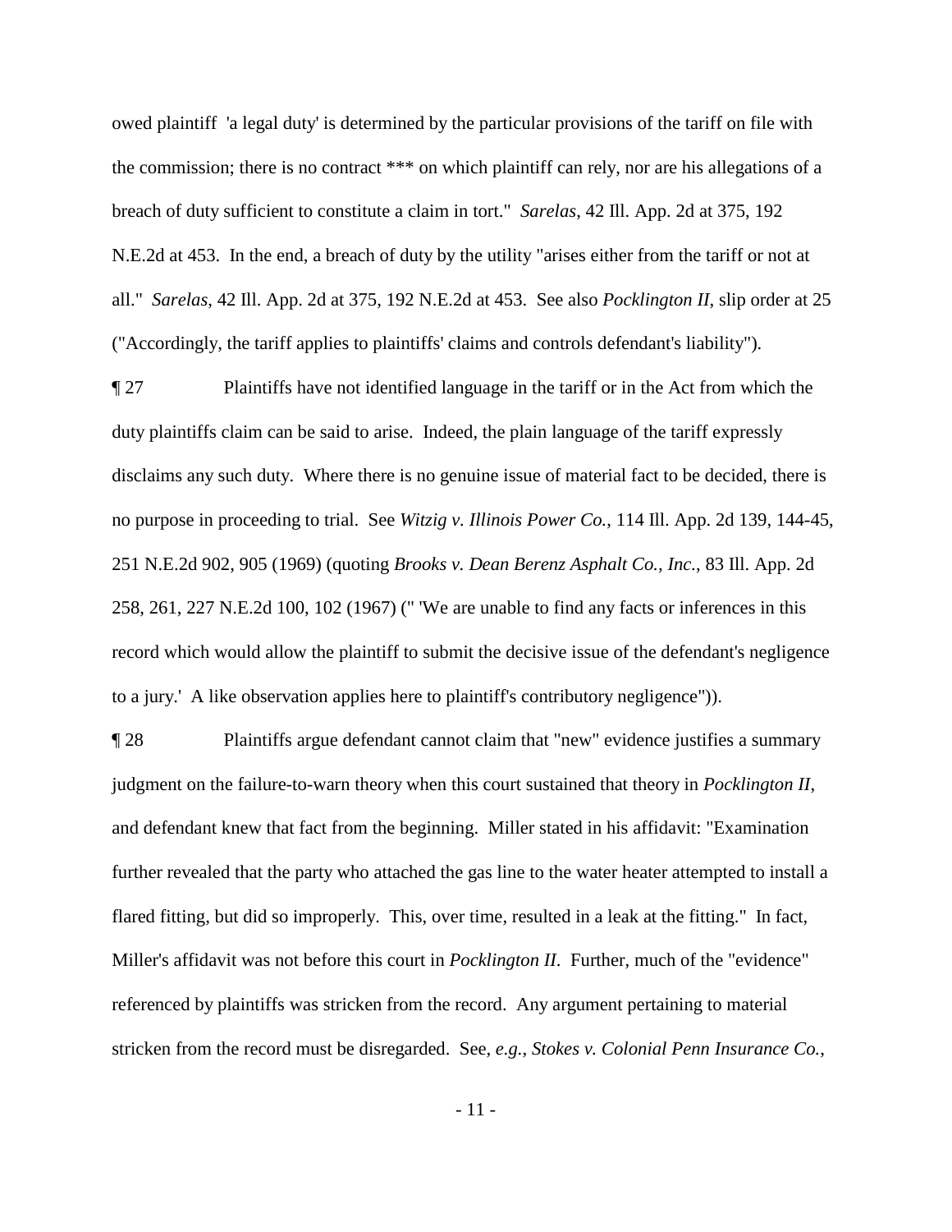owed plaintiff 'a legal duty' is determined by the particular provisions of the tariff on file with the commission; there is no contract *** on which plaintiff can rely, nor are his allegations of a breach of duty sufficient to constitute a claim in tort." *Sarelas*, 42 Ill. App. 2d at 375, 192 N.E.2d at 453. In the end, a breach of duty by the utility "arises either from the tariff or not at all." *Sarelas*, 42 Ill. App. 2d at 375, 192 N.E.2d at 453. See also *Pocklington II*, slip order at 25 ("Accordingly, the tariff applies to plaintiffs' claims and controls defendant's liability").

¶ 27 Plaintiffs have not identified language in the tariff or in the Act from which the duty plaintiffs claim can be said to arise. Indeed, the plain language of the tariff expressly disclaims any such duty. Where there is no genuine issue of material fact to be decided, there is no purpose in proceeding to trial. See *Witzig v. Illinois Power Co.*, 114 Ill. App. 2d 139, 144-45, 251 N.E.2d 902, 905 (1969) (quoting *Brooks v. Dean Berenz Asphalt Co., Inc.*, 83 Ill. App. 2d 258, 261, 227 N.E.2d 100, 102 (1967) (" 'We are unable to find any facts or inferences in this record which would allow the plaintiff to submit the decisive issue of the defendant's negligence to a jury.' A like observation applies here to plaintiff's contributory negligence")).

¶ 28 Plaintiffs argue defendant cannot claim that "new" evidence justifies a summary judgment on the failure-to-warn theory when this court sustained that theory in *Pocklington II*, and defendant knew that fact from the beginning. Miller stated in his affidavit: "Examination further revealed that the party who attached the gas line to the water heater attempted to install a flared fitting, but did so improperly. This, over time, resulted in a leak at the fitting." In fact, Miller's affidavit was not before this court in *Pocklington II*. Further, much of the "evidence" referenced by plaintiffs was stricken from the record. Any argument pertaining to material stricken from the record must be disregarded. See, *e.g.*, *Stokes v. Colonial Penn Insurance Co.*,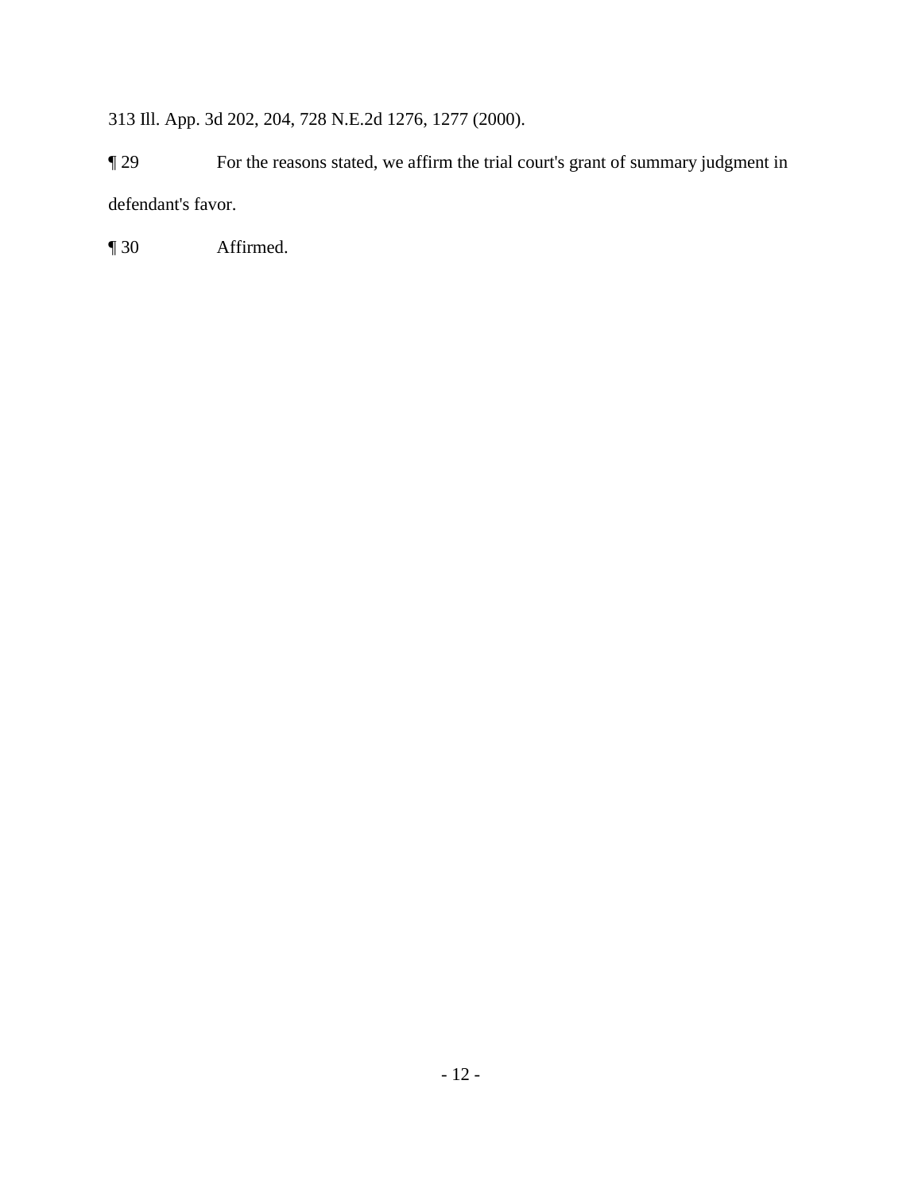313 Ill. App. 3d 202, 204, 728 N.E.2d 1276, 1277 (2000).

¶ 29 For the reasons stated, we affirm the trial court's grant of summary judgment in defendant's favor.

¶ 30 Affirmed.